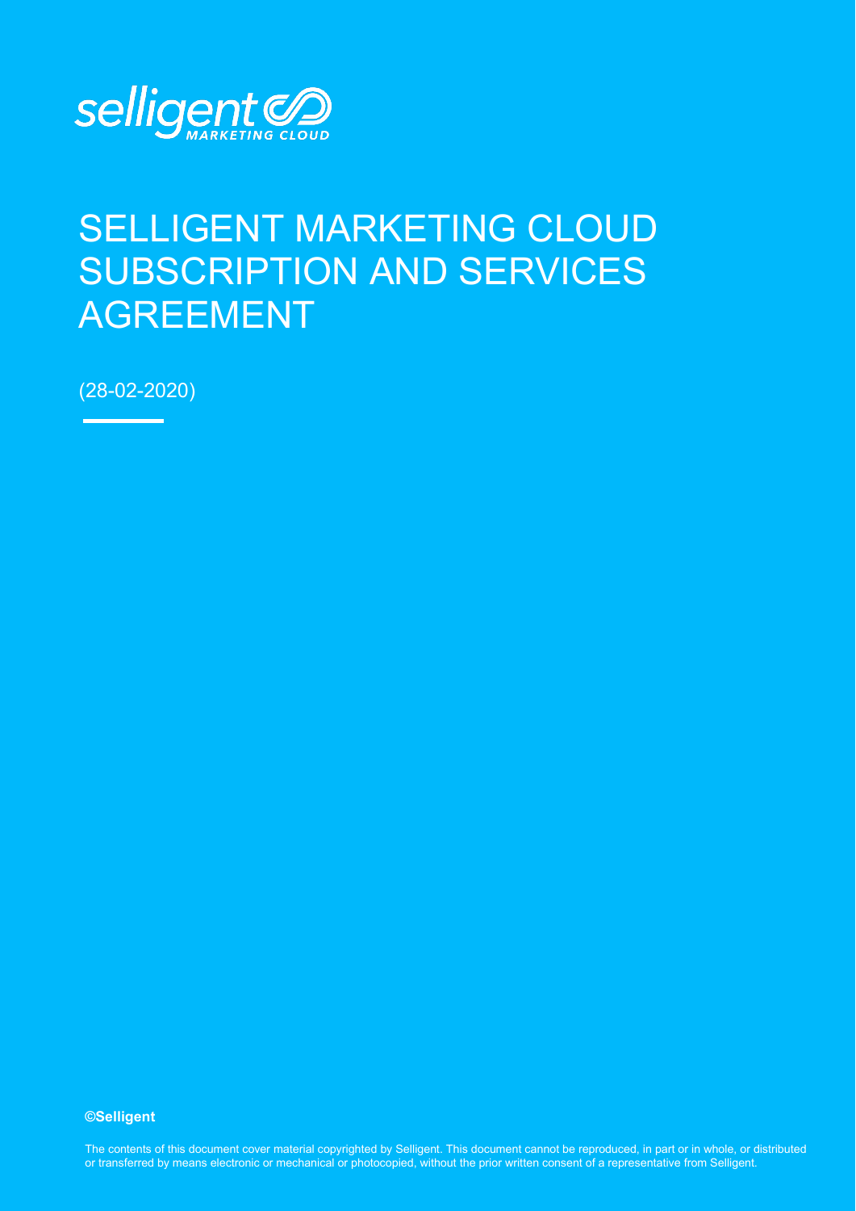selligent MARKETING CLOUD

# SELLIGENT MARKETING CLOUD SUBSCRIPTION AND SERVICES AGREEMENT

(28-02-2020)

**©Selligent**

The contents of this document cover material copyrighted by Selligent. This document cannot be reproduced, in part or in whole, or distributed or transferred by means electronic or mechanical or photocopied, without the prior written consent of a representative from Selligent.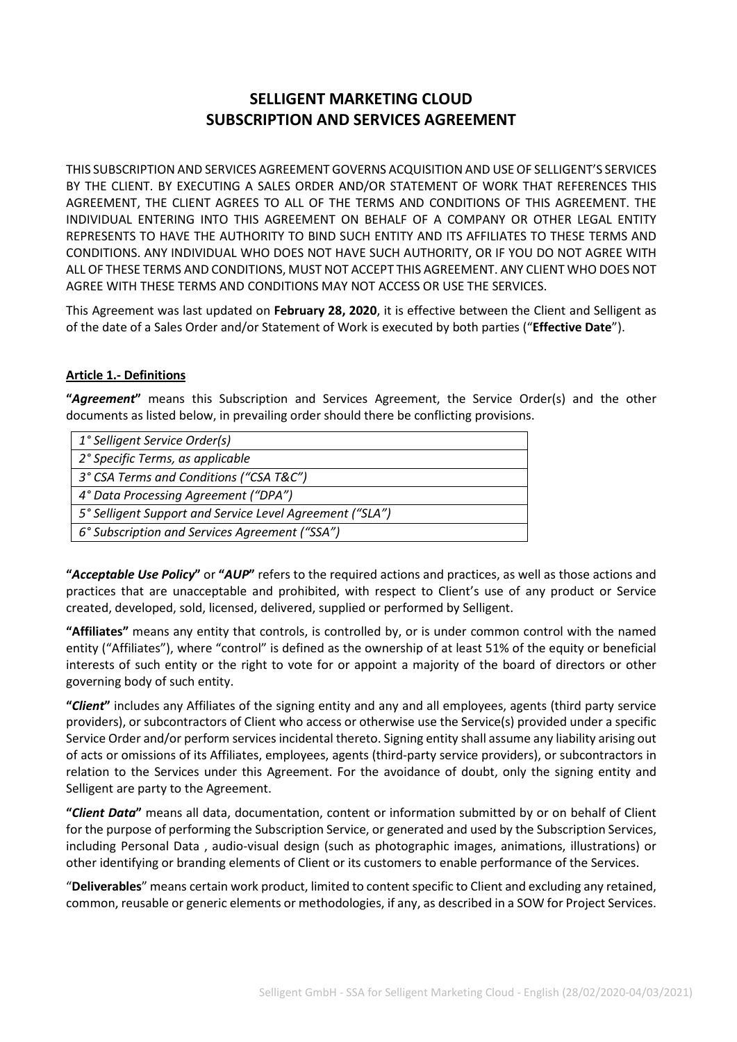# SELLIGENT MARKETING CLOUD
# SUBSCRIPTION AND SERVICES AGREEMENT

THIS SUBSCRIPTION AND SERVICES AGREEMENT GOVERNS ACQUISITION AND USE OF SELLIGENT'S SERVICES BY THE CLIENT. BY EXECUTING A SALES ORDER AND/OR STATEMENT OF WORK THAT REFERENCES THIS AGREEMENT, THE CLIENT AGREES TO ALL OF THE TERMS AND CONDITIONS OF THIS AGREEMENT. THE INDIVIDUAL ENTERING INTO THIS AGREEMENT ON BEHALF OF A COMPANY OR OTHER LEGAL ENTITY REPRESENTS TO HAVE THE AUTHORITY TO BIND SUCH ENTITY AND ITS AFFILIATES TO THESE TERMS AND CONDITIONS. ANY INDIVIDUAL WHO DOES NOT HAVE SUCH AUTHORITY, OR IF YOU DO NOT AGREE WITH ALL OF THESE TERMS AND CONDITIONS, MUST NOT ACCEPT THIS AGREEMENT. ANY CLIENT WHO DOES NOT AGREE WITH THESE TERMS AND CONDITIONS MAY NOT ACCESS OR USE THE SERVICES.

This Agreement was last updated on **February 28, 2020**, it is effective between the Client and Selligent as of the date of a Sales Order and/or Statement of Work is executed by both parties ("**Effective Date**").

## Article 1.- Definitions

**"*Agreement*"** means this Subscription and Services Agreement, the Service Order(s) and the other documents as listed below, in prevailing order should there be conflicting provisions.

| *1° Selligent Service Order(s)* |
|---|
| *2° Specific Terms, as applicable* |
| *3° CSA Terms and Conditions ("CSA T&C")* |
| *4° Data Processing Agreement ("DPA")* |
| *5° Selligent Support and Service Level Agreement ("SLA")* |
| *6° Subscription and Services Agreement ("SSA")* |

**"*Acceptable Use Policy*"** or **"*AUP*"** refers to the required actions and practices, as well as those actions and practices that are unacceptable and prohibited, with respect to Client's use of any product or Service created, developed, sold, licensed, delivered, supplied or performed by Selligent.

**"Affiliates"** means any entity that controls, is controlled by, or is under common control with the named entity ("Affiliates"), where "control" is defined as the ownership of at least 51% of the equity or beneficial interests of such entity or the right to vote for or appoint a majority of the board of directors or other governing body of such entity.

**"*Client*"** includes any Affiliates of the signing entity and any and all employees, agents (third party service providers), or subcontractors of Client who access or otherwise use the Service(s) provided under a specific Service Order and/or perform services incidental thereto. Signing entity shall assume any liability arising out of acts or omissions of its Affiliates, employees, agents (third-party service providers), or subcontractors in relation to the Services under this Agreement. For the avoidance of doubt, only the signing entity and Selligent are party to the Agreement.

**"*Client Data*"** means all data, documentation, content or information submitted by or on behalf of Client for the purpose of performing the Subscription Service, or generated and used by the Subscription Services, including Personal Data , audio-visual design (such as photographic images, animations, illustrations) or other identifying or branding elements of Client or its customers to enable performance of the Services.

"**Deliverables**" means certain work product, limited to content specific to Client and excluding any retained, common, reusable or generic elements or methodologies, if any, as described in a SOW for Project Services.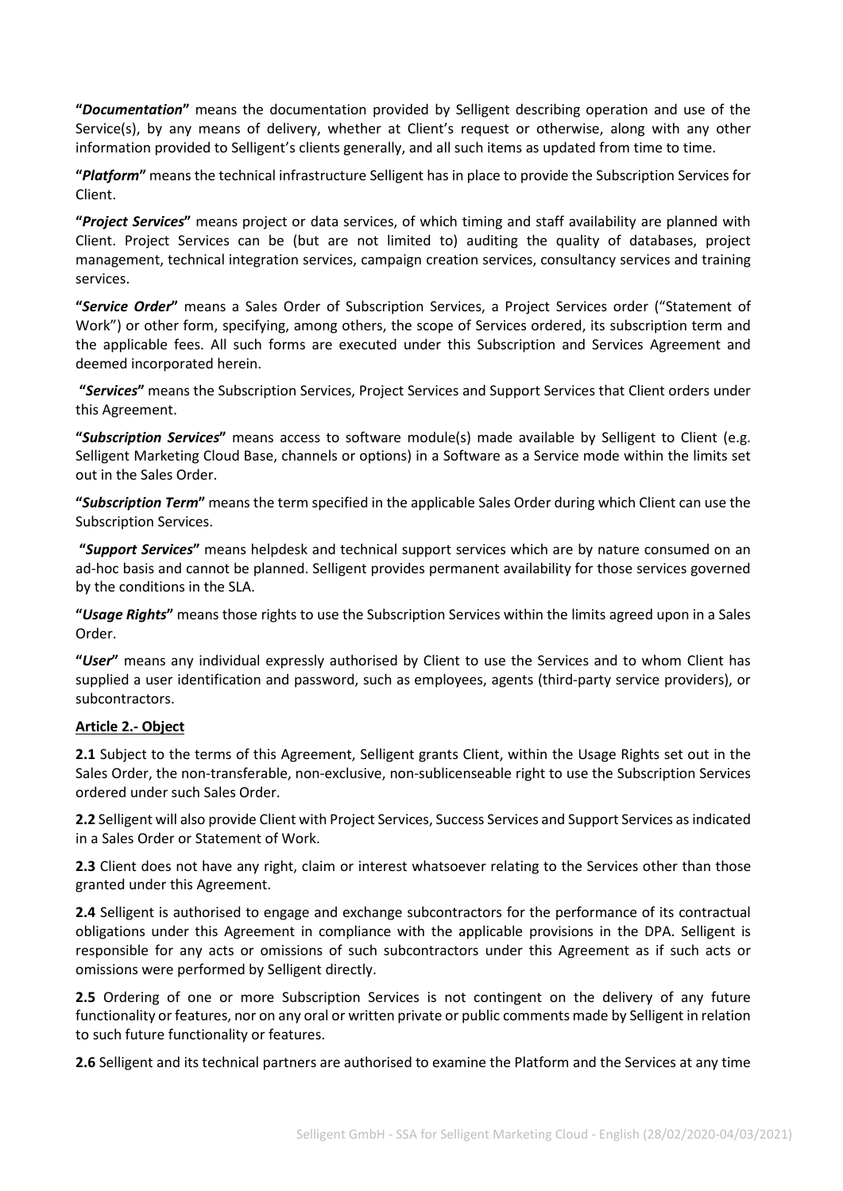**"*Documentation*"** means the documentation provided by Selligent describing operation and use of the Service(s), by any means of delivery, whether at Client's request or otherwise, along with any other information provided to Selligent's clients generally, and all such items as updated from time to time.

**"*Platform*"** means the technical infrastructure Selligent has in place to provide the Subscription Services for Client.

**"*Project Services*"** means project or data services, of which timing and staff availability are planned with Client. Project Services can be (but are not limited to) auditing the quality of databases, project management, technical integration services, campaign creation services, consultancy services and training services.

**"*Service Order*"** means a Sales Order of Subscription Services, a Project Services order ("Statement of Work") or other form, specifying, among others, the scope of Services ordered, its subscription term and the applicable fees. All such forms are executed under this Subscription and Services Agreement and deemed incorporated herein.

**"*Services*"** means the Subscription Services, Project Services and Support Services that Client orders under this Agreement.

**"*Subscription Services*"** means access to software module(s) made available by Selligent to Client (e.g. Selligent Marketing Cloud Base, channels or options) in a Software as a Service mode within the limits set out in the Sales Order.

**"*Subscription Term*"** means the term specified in the applicable Sales Order during which Client can use the Subscription Services.

**"*Support Services*"** means helpdesk and technical support services which are by nature consumed on an ad-hoc basis and cannot be planned. Selligent provides permanent availability for those services governed by the conditions in the SLA.

**"*Usage Rights*"** means those rights to use the Subscription Services within the limits agreed upon in a Sales Order.

**"*User*"** means any individual expressly authorised by Client to use the Services and to whom Client has supplied a user identification and password, such as employees, agents (third-party service providers), or subcontractors.

**Article 2.- Object**

**2.1** Subject to the terms of this Agreement, Selligent grants Client, within the Usage Rights set out in the Sales Order, the non-transferable, non-exclusive, non-sublicenseable right to use the Subscription Services ordered under such Sales Order.

**2.2** Selligent will also provide Client with Project Services, Success Services and Support Services as indicated in a Sales Order or Statement of Work.

**2.3** Client does not have any right, claim or interest whatsoever relating to the Services other than those granted under this Agreement.

**2.4** Selligent is authorised to engage and exchange subcontractors for the performance of its contractual obligations under this Agreement in compliance with the applicable provisions in the DPA. Selligent is responsible for any acts or omissions of such subcontractors under this Agreement as if such acts or omissions were performed by Selligent directly.

**2.5** Ordering of one or more Subscription Services is not contingent on the delivery of any future functionality or features, nor on any oral or written private or public comments made by Selligent in relation to such future functionality or features.

**2.6** Selligent and its technical partners are authorised to examine the Platform and the Services at any time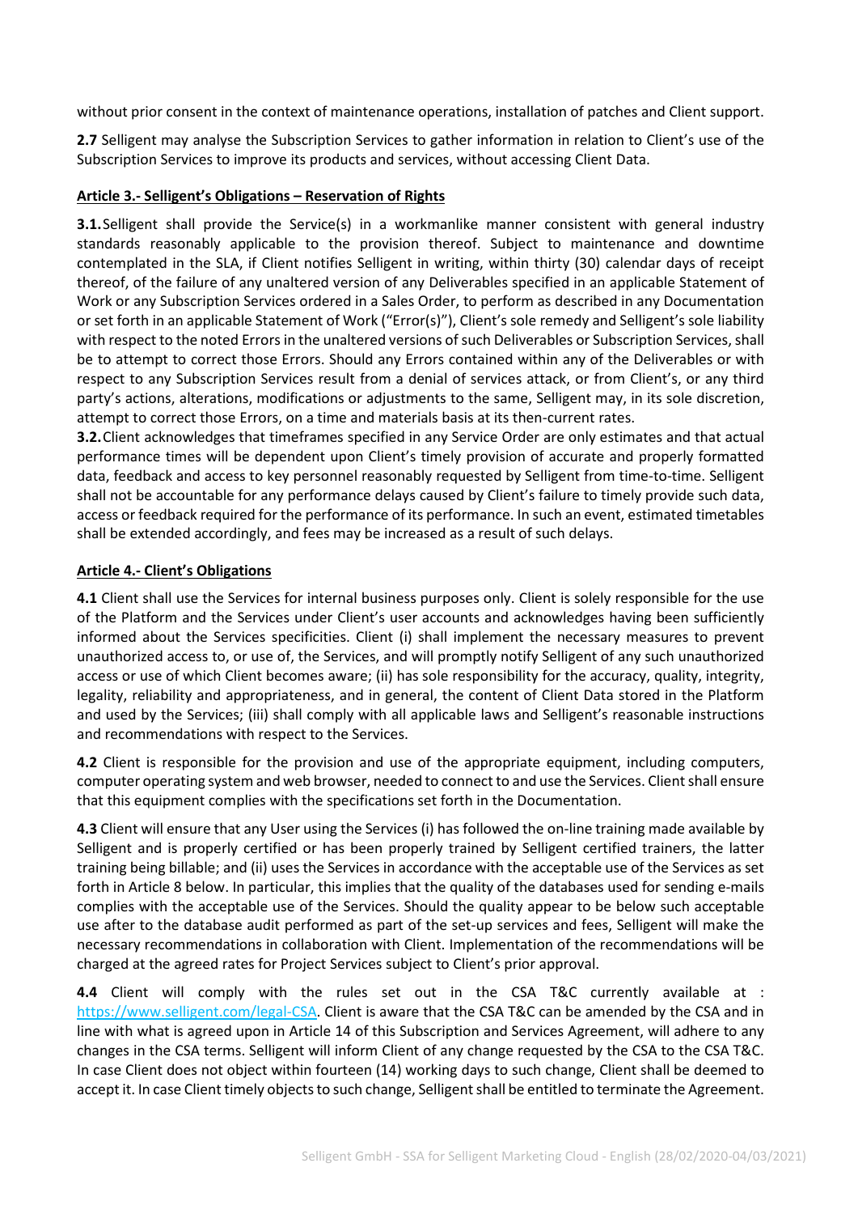without prior consent in the context of maintenance operations, installation of patches and Client support.

**2.7** Selligent may analyse the Subscription Services to gather information in relation to Client's use of the Subscription Services to improve its products and services, without accessing Client Data.

**Article 3.- Selligent's Obligations – Reservation of Rights**

**3.1.** Selligent shall provide the Service(s) in a workmanlike manner consistent with general industry standards reasonably applicable to the provision thereof. Subject to maintenance and downtime contemplated in the SLA, if Client notifies Selligent in writing, within thirty (30) calendar days of receipt thereof, of the failure of any unaltered version of any Deliverables specified in an applicable Statement of Work or any Subscription Services ordered in a Sales Order, to perform as described in any Documentation or set forth in an applicable Statement of Work ("Error(s)"), Client's sole remedy and Selligent's sole liability with respect to the noted Errors in the unaltered versions of such Deliverables or Subscription Services, shall be to attempt to correct those Errors. Should any Errors contained within any of the Deliverables or with respect to any Subscription Services result from a denial of services attack, or from Client's, or any third party's actions, alterations, modifications or adjustments to the same, Selligent may, in its sole discretion, attempt to correct those Errors, on a time and materials basis at its then-current rates.

**3.2.** Client acknowledges that timeframes specified in any Service Order are only estimates and that actual performance times will be dependent upon Client's timely provision of accurate and properly formatted data, feedback and access to key personnel reasonably requested by Selligent from time-to-time. Selligent shall not be accountable for any performance delays caused by Client's failure to timely provide such data, access or feedback required for the performance of its performance. In such an event, estimated timetables shall be extended accordingly, and fees may be increased as a result of such delays.

**Article 4.- Client's Obligations**

**4.1** Client shall use the Services for internal business purposes only. Client is solely responsible for the use of the Platform and the Services under Client's user accounts and acknowledges having been sufficiently informed about the Services specificities. Client (i) shall implement the necessary measures to prevent unauthorized access to, or use of, the Services, and will promptly notify Selligent of any such unauthorized access or use of which Client becomes aware; (ii) has sole responsibility for the accuracy, quality, integrity, legality, reliability and appropriateness, and in general, the content of Client Data stored in the Platform and used by the Services; (iii) shall comply with all applicable laws and Selligent's reasonable instructions and recommendations with respect to the Services.

**4.2** Client is responsible for the provision and use of the appropriate equipment, including computers, computer operating system and web browser, needed to connect to and use the Services. Client shall ensure that this equipment complies with the specifications set forth in the Documentation.

**4.3** Client will ensure that any User using the Services (i) has followed the on-line training made available by Selligent and is properly certified or has been properly trained by Selligent certified trainers, the latter training being billable; and (ii) uses the Services in accordance with the acceptable use of the Services as set forth in Article 8 below. In particular, this implies that the quality of the databases used for sending e-mails complies with the acceptable use of the Services. Should the quality appear to be below such acceptable use after to the database audit performed as part of the set-up services and fees, Selligent will make the necessary recommendations in collaboration with Client. Implementation of the recommendations will be charged at the agreed rates for Project Services subject to Client's prior approval.

**4.4** Client will comply with the rules set out in the CSA T&C currently available at : [https://www.selligent.com/legal-CSA](https://www.selligent.com/legal-CSA). Client is aware that the CSA T&C can be amended by the CSA and in line with what is agreed upon in Article 14 of this Subscription and Services Agreement, will adhere to any changes in the CSA terms. Selligent will inform Client of any change requested by the CSA to the CSA T&C. In case Client does not object within fourteen (14) working days to such change, Client shall be deemed to accept it. In case Client timely objects to such change, Selligent shall be entitled to terminate the Agreement.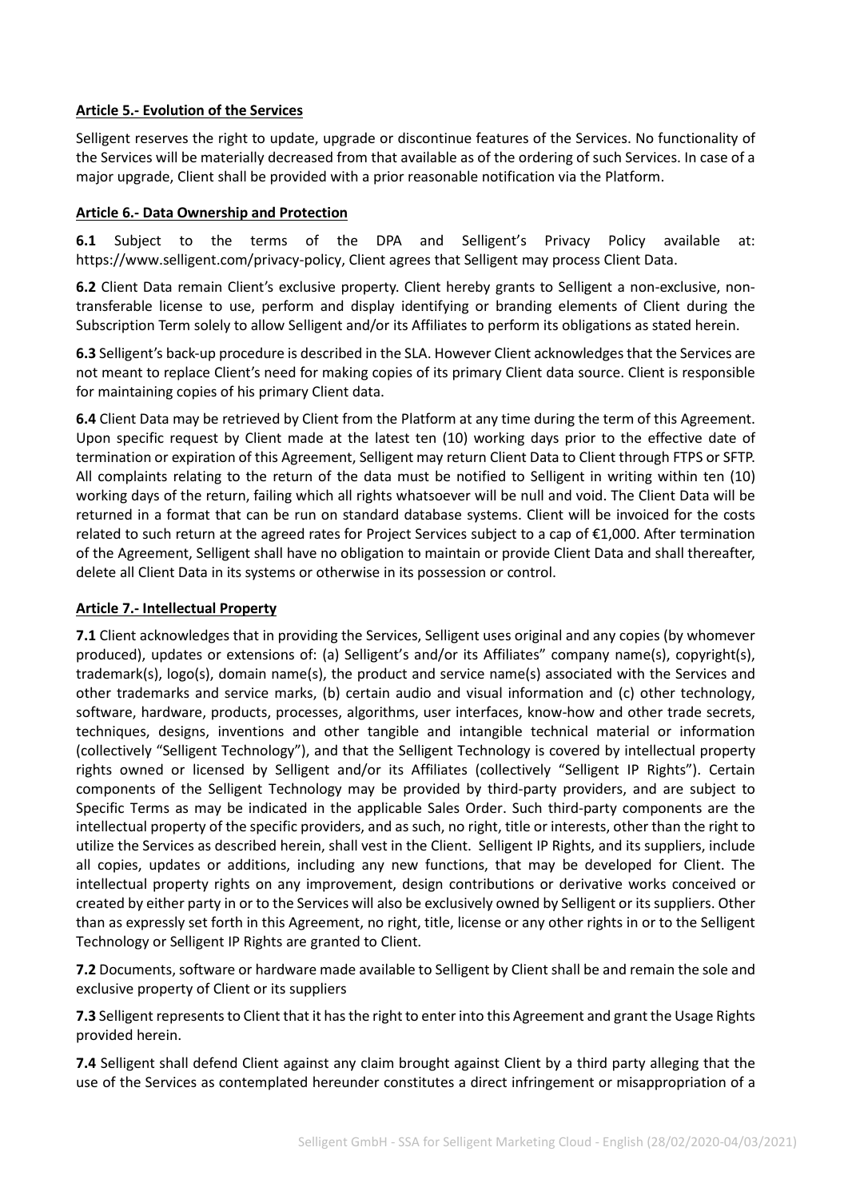**Article 5.- Evolution of the Services**

Selligent reserves the right to update, upgrade or discontinue features of the Services. No functionality of the Services will be materially decreased from that available as of the ordering of such Services. In case of a major upgrade, Client shall be provided with a prior reasonable notification via the Platform.

**Article 6.- Data Ownership and Protection**

**6.1** Subject to the terms of the DPA and Selligent's Privacy Policy available at: https://www.selligent.com/privacy-policy, Client agrees that Selligent may process Client Data.

**6.2** Client Data remain Client's exclusive property. Client hereby grants to Selligent a non-exclusive, non-transferable license to use, perform and display identifying or branding elements of Client during the Subscription Term solely to allow Selligent and/or its Affiliates to perform its obligations as stated herein.

**6.3** Selligent's back-up procedure is described in the SLA. However Client acknowledges that the Services are not meant to replace Client's need for making copies of its primary Client data source. Client is responsible for maintaining copies of his primary Client data.

**6.4** Client Data may be retrieved by Client from the Platform at any time during the term of this Agreement. Upon specific request by Client made at the latest ten (10) working days prior to the effective date of termination or expiration of this Agreement, Selligent may return Client Data to Client through FTPS or SFTP. All complaints relating to the return of the data must be notified to Selligent in writing within ten (10) working days of the return, failing which all rights whatsoever will be null and void. The Client Data will be returned in a format that can be run on standard database systems. Client will be invoiced for the costs related to such return at the agreed rates for Project Services subject to a cap of €1,000. After termination of the Agreement, Selligent shall have no obligation to maintain or provide Client Data and shall thereafter, delete all Client Data in its systems or otherwise in its possession or control.

**Article 7.- Intellectual Property**

**7.1** Client acknowledges that in providing the Services, Selligent uses original and any copies (by whomever produced), updates or extensions of: (a) Selligent's and/or its Affiliates" company name(s), copyright(s), trademark(s), logo(s), domain name(s), the product and service name(s) associated with the Services and other trademarks and service marks, (b) certain audio and visual information and (c) other technology, software, hardware, products, processes, algorithms, user interfaces, know-how and other trade secrets, techniques, designs, inventions and other tangible and intangible technical material or information (collectively "Selligent Technology"), and that the Selligent Technology is covered by intellectual property rights owned or licensed by Selligent and/or its Affiliates (collectively "Selligent IP Rights"). Certain components of the Selligent Technology may be provided by third-party providers, and are subject to Specific Terms as may be indicated in the applicable Sales Order. Such third-party components are the intellectual property of the specific providers, and as such, no right, title or interests, other than the right to utilize the Services as described herein, shall vest in the Client. Selligent IP Rights, and its suppliers, include all copies, updates or additions, including any new functions, that may be developed for Client. The intellectual property rights on any improvement, design contributions or derivative works conceived or created by either party in or to the Services will also be exclusively owned by Selligent or its suppliers. Other than as expressly set forth in this Agreement, no right, title, license or any other rights in or to the Selligent Technology or Selligent IP Rights are granted to Client.

**7.2** Documents, software or hardware made available to Selligent by Client shall be and remain the sole and exclusive property of Client or its suppliers

**7.3** Selligent represents to Client that it has the right to enter into this Agreement and grant the Usage Rights provided herein.

**7.4** Selligent shall defend Client against any claim brought against Client by a third party alleging that the use of the Services as contemplated hereunder constitutes a direct infringement or misappropriation of a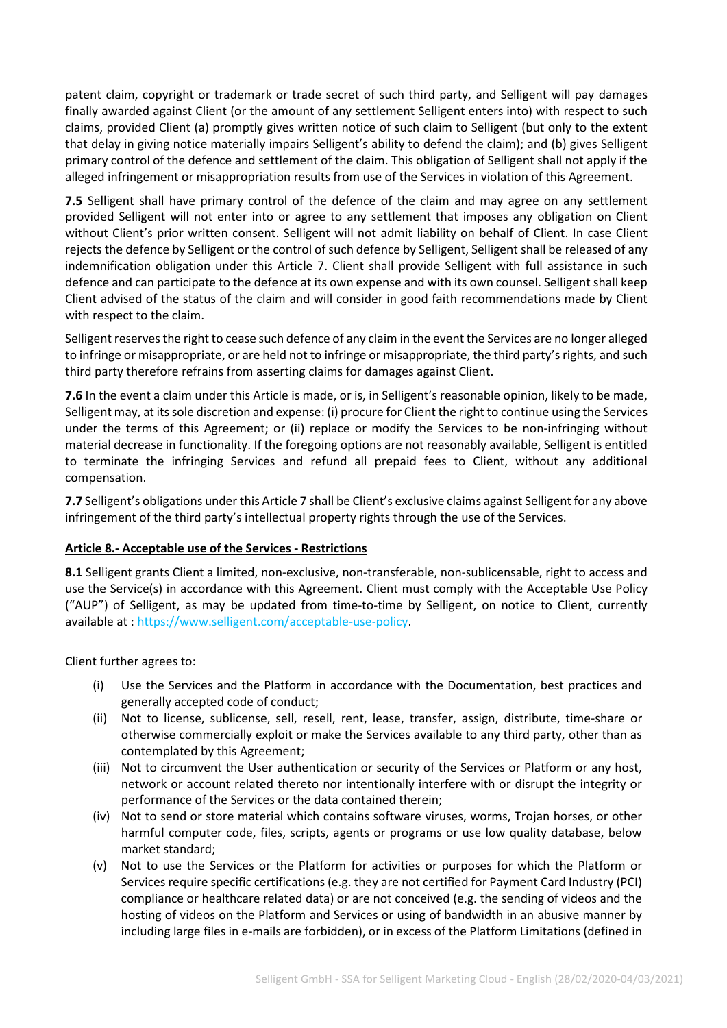patent claim, copyright or trademark or trade secret of such third party, and Selligent will pay damages finally awarded against Client (or the amount of any settlement Selligent enters into) with respect to such claims, provided Client (a) promptly gives written notice of such claim to Selligent (but only to the extent that delay in giving notice materially impairs Selligent's ability to defend the claim); and (b) gives Selligent primary control of the defence and settlement of the claim. This obligation of Selligent shall not apply if the alleged infringement or misappropriation results from use of the Services in violation of this Agreement.

**7.5** Selligent shall have primary control of the defence of the claim and may agree on any settlement provided Selligent will not enter into or agree to any settlement that imposes any obligation on Client without Client's prior written consent. Selligent will not admit liability on behalf of Client. In case Client rejects the defence by Selligent or the control of such defence by Selligent, Selligent shall be released of any indemnification obligation under this Article 7. Client shall provide Selligent with full assistance in such defence and can participate to the defence at its own expense and with its own counsel. Selligent shall keep Client advised of the status of the claim and will consider in good faith recommendations made by Client with respect to the claim.

Selligent reserves the right to cease such defence of any claim in the event the Services are no longer alleged to infringe or misappropriate, or are held not to infringe or misappropriate, the third party's rights, and such third party therefore refrains from asserting claims for damages against Client.

**7.6** In the event a claim under this Article is made, or is, in Selligent's reasonable opinion, likely to be made, Selligent may, at its sole discretion and expense: (i) procure for Client the right to continue using the Services under the terms of this Agreement; or (ii) replace or modify the Services to be non-infringing without material decrease in functionality. If the foregoing options are not reasonably available, Selligent is entitled to terminate the infringing Services and refund all prepaid fees to Client, without any additional compensation.

**7.7** Selligent's obligations under this Article 7 shall be Client's exclusive claims against Selligent for any above infringement of the third party's intellectual property rights through the use of the Services.

**Article 8.- Acceptable use of the Services - Restrictions**

**8.1** Selligent grants Client a limited, non-exclusive, non-transferable, non-sublicensable, right to access and use the Service(s) in accordance with this Agreement. Client must comply with the Acceptable Use Policy ("AUP") of Selligent, as may be updated from time-to-time by Selligent, on notice to Client, currently available at : https://www.selligent.com/acceptable-use-policy.

Client further agrees to:

(i) Use the Services and the Platform in accordance with the Documentation, best practices and generally accepted code of conduct;

(ii) Not to license, sublicense, sell, resell, rent, lease, transfer, assign, distribute, time-share or otherwise commercially exploit or make the Services available to any third party, other than as contemplated by this Agreement;

(iii) Not to circumvent the User authentication or security of the Services or Platform or any host, network or account related thereto nor intentionally interfere with or disrupt the integrity or performance of the Services or the data contained therein;

(iv) Not to send or store material which contains software viruses, worms, Trojan horses, or other harmful computer code, files, scripts, agents or programs or use low quality database, below market standard;

(v) Not to use the Services or the Platform for activities or purposes for which the Platform or Services require specific certifications (e.g. they are not certified for Payment Card Industry (PCI) compliance or healthcare related data) or are not conceived (e.g. the sending of videos and the hosting of videos on the Platform and Services or using of bandwidth in an abusive manner by including large files in e-mails are forbidden), or in excess of the Platform Limitations (defined in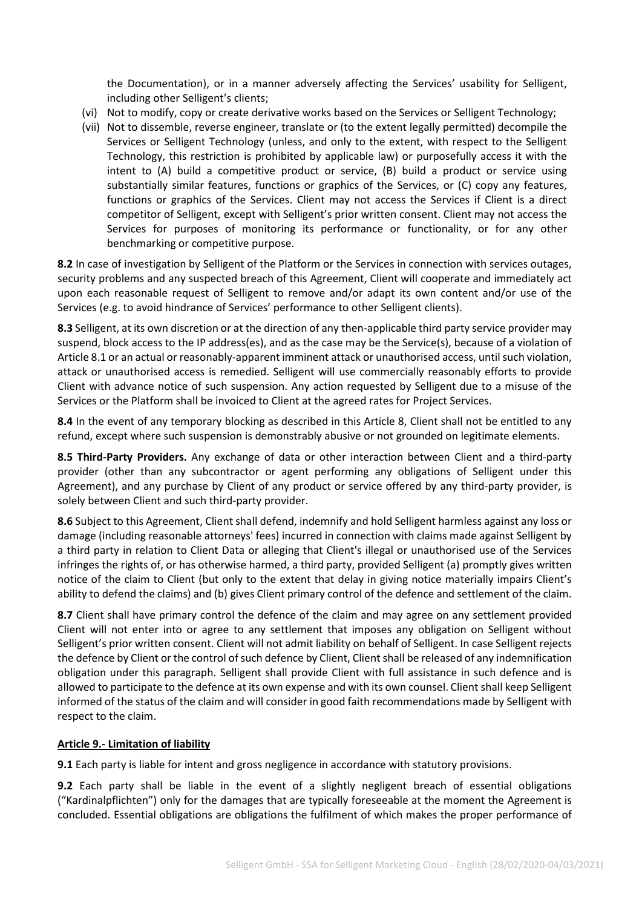the Documentation), or in a manner adversely affecting the Services' usability for Selligent, including other Selligent's clients;

(vi) Not to modify, copy or create derivative works based on the Services or Selligent Technology;

(vii) Not to dissemble, reverse engineer, translate or (to the extent legally permitted) decompile the Services or Selligent Technology (unless, and only to the extent, with respect to the Selligent Technology, this restriction is prohibited by applicable law) or purposefully access it with the intent to (A) build a competitive product or service, (B) build a product or service using substantially similar features, functions or graphics of the Services, or (C) copy any features, functions or graphics of the Services. Client may not access the Services if Client is a direct competitor of Selligent, except with Selligent's prior written consent. Client may not access the Services for purposes of monitoring its performance or functionality, or for any other benchmarking or competitive purpose.

**8.2** In case of investigation by Selligent of the Platform or the Services in connection with services outages, security problems and any suspected breach of this Agreement, Client will cooperate and immediately act upon each reasonable request of Selligent to remove and/or adapt its own content and/or use of the Services (e.g. to avoid hindrance of Services' performance to other Selligent clients).

**8.3** Selligent, at its own discretion or at the direction of any then-applicable third party service provider may suspend, block access to the IP address(es), and as the case may be the Service(s), because of a violation of Article 8.1 or an actual or reasonably-apparent imminent attack or unauthorised access, until such violation, attack or unauthorised access is remedied. Selligent will use commercially reasonably efforts to provide Client with advance notice of such suspension. Any action requested by Selligent due to a misuse of the Services or the Platform shall be invoiced to Client at the agreed rates for Project Services.

**8.4** In the event of any temporary blocking as described in this Article 8, Client shall not be entitled to any refund, except where such suspension is demonstrably abusive or not grounded on legitimate elements.

**8.5 Third-Party Providers.** Any exchange of data or other interaction between Client and a third-party provider (other than any subcontractor or agent performing any obligations of Selligent under this Agreement), and any purchase by Client of any product or service offered by any third-party provider, is solely between Client and such third-party provider.

**8.6** Subject to this Agreement, Client shall defend, indemnify and hold Selligent harmless against any loss or damage (including reasonable attorneys' fees) incurred in connection with claims made against Selligent by a third party in relation to Client Data or alleging that Client's illegal or unauthorised use of the Services infringes the rights of, or has otherwise harmed, a third party, provided Selligent (a) promptly gives written notice of the claim to Client (but only to the extent that delay in giving notice materially impairs Client's ability to defend the claims) and (b) gives Client primary control of the defence and settlement of the claim.

**8.7** Client shall have primary control the defence of the claim and may agree on any settlement provided Client will not enter into or agree to any settlement that imposes any obligation on Selligent without Selligent's prior written consent. Client will not admit liability on behalf of Selligent. In case Selligent rejects the defence by Client or the control of such defence by Client, Client shall be released of any indemnification obligation under this paragraph. Selligent shall provide Client with full assistance in such defence and is allowed to participate to the defence at its own expense and with its own counsel. Client shall keep Selligent informed of the status of the claim and will consider in good faith recommendations made by Selligent with respect to the claim.

## Article 9.- Limitation of liability

**9.1** Each party is liable for intent and gross negligence in accordance with statutory provisions.

**9.2** Each party shall be liable in the event of a slightly negligent breach of essential obligations ("Kardinalpflichten") only for the damages that are typically foreseeable at the moment the Agreement is concluded. Essential obligations are obligations the fulfilment of which makes the proper performance of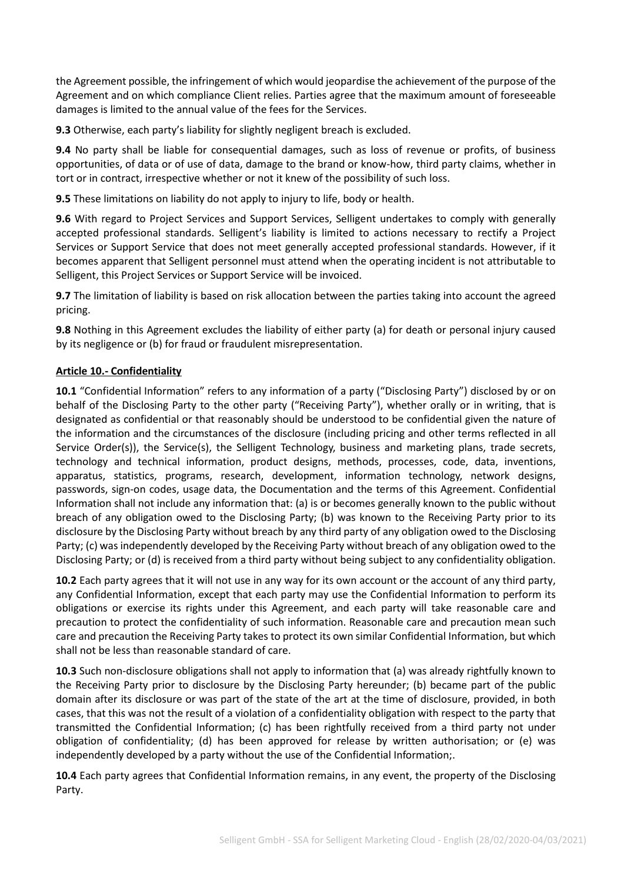the Agreement possible, the infringement of which would jeopardise the achievement of the purpose of the Agreement and on which compliance Client relies. Parties agree that the maximum amount of foreseeable damages is limited to the annual value of the fees for the Services.

**9.3** Otherwise, each party's liability for slightly negligent breach is excluded.

**9.4** No party shall be liable for consequential damages, such as loss of revenue or profits, of business opportunities, of data or of use of data, damage to the brand or know-how, third party claims, whether in tort or in contract, irrespective whether or not it knew of the possibility of such loss.

**9.5** These limitations on liability do not apply to injury to life, body or health.

**9.6** With regard to Project Services and Support Services, Selligent undertakes to comply with generally accepted professional standards. Selligent's liability is limited to actions necessary to rectify a Project Services or Support Service that does not meet generally accepted professional standards. However, if it becomes apparent that Selligent personnel must attend when the operating incident is not attributable to Selligent, this Project Services or Support Service will be invoiced.

**9.7** The limitation of liability is based on risk allocation between the parties taking into account the agreed pricing.

**9.8** Nothing in this Agreement excludes the liability of either party (a) for death or personal injury caused by its negligence or (b) for fraud or fraudulent misrepresentation.

## Article 10.- Confidentiality

**10.1** "Confidential Information" refers to any information of a party ("Disclosing Party") disclosed by or on behalf of the Disclosing Party to the other party ("Receiving Party"), whether orally or in writing, that is designated as confidential or that reasonably should be understood to be confidential given the nature of the information and the circumstances of the disclosure (including pricing and other terms reflected in all Service Order(s)), the Service(s), the Selligent Technology, business and marketing plans, trade secrets, technology and technical information, product designs, methods, processes, code, data, inventions, apparatus, statistics, programs, research, development, information technology, network designs, passwords, sign-on codes, usage data, the Documentation and the terms of this Agreement. Confidential Information shall not include any information that: (a) is or becomes generally known to the public without breach of any obligation owed to the Disclosing Party; (b) was known to the Receiving Party prior to its disclosure by the Disclosing Party without breach by any third party of any obligation owed to the Disclosing Party; (c) was independently developed by the Receiving Party without breach of any obligation owed to the Disclosing Party; or (d) is received from a third party without being subject to any confidentiality obligation.

**10.2** Each party agrees that it will not use in any way for its own account or the account of any third party, any Confidential Information, except that each party may use the Confidential Information to perform its obligations or exercise its rights under this Agreement, and each party will take reasonable care and precaution to protect the confidentiality of such information. Reasonable care and precaution mean such care and precaution the Receiving Party takes to protect its own similar Confidential Information, but which shall not be less than reasonable standard of care.

**10.3** Such non-disclosure obligations shall not apply to information that (a) was already rightfully known to the Receiving Party prior to disclosure by the Disclosing Party hereunder; (b) became part of the public domain after its disclosure or was part of the state of the art at the time of disclosure, provided, in both cases, that this was not the result of a violation of a confidentiality obligation with respect to the party that transmitted the Confidential Information; (c) has been rightfully received from a third party not under obligation of confidentiality; (d) has been approved for release by written authorisation; or (e) was independently developed by a party without the use of the Confidential Information;.

**10.4** Each party agrees that Confidential Information remains, in any event, the property of the Disclosing Party.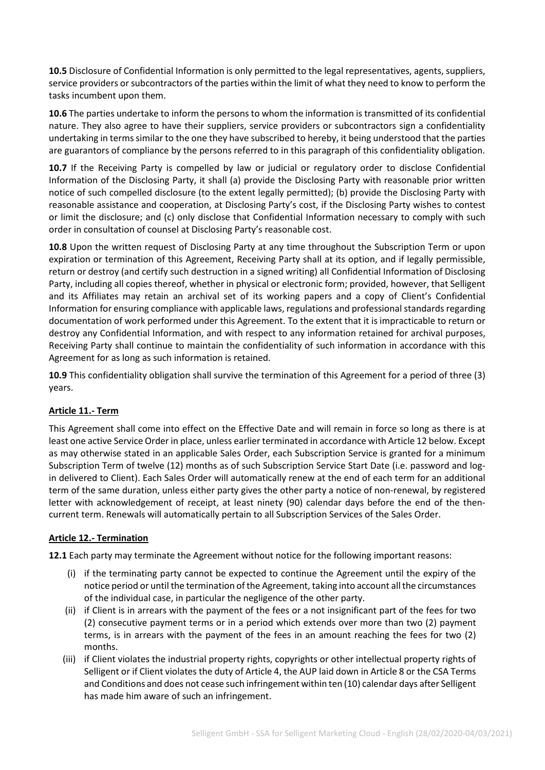**10.5** Disclosure of Confidential Information is only permitted to the legal representatives, agents, suppliers, service providers or subcontractors of the parties within the limit of what they need to know to perform the tasks incumbent upon them.

**10.6** The parties undertake to inform the persons to whom the information is transmitted of its confidential nature. They also agree to have their suppliers, service providers or subcontractors sign a confidentiality undertaking in terms similar to the one they have subscribed to hereby, it being understood that the parties are guarantors of compliance by the persons referred to in this paragraph of this confidentiality obligation.

**10.7** If the Receiving Party is compelled by law or judicial or regulatory order to disclose Confidential Information of the Disclosing Party, it shall (a) provide the Disclosing Party with reasonable prior written notice of such compelled disclosure (to the extent legally permitted); (b) provide the Disclosing Party with reasonable assistance and cooperation, at Disclosing Party's cost, if the Disclosing Party wishes to contest or limit the disclosure; and (c) only disclose that Confidential Information necessary to comply with such order in consultation of counsel at Disclosing Party's reasonable cost.

**10.8** Upon the written request of Disclosing Party at any time throughout the Subscription Term or upon expiration or termination of this Agreement, Receiving Party shall at its option, and if legally permissible, return or destroy (and certify such destruction in a signed writing) all Confidential Information of Disclosing Party, including all copies thereof, whether in physical or electronic form; provided, however, that Selligent and its Affiliates may retain an archival set of its working papers and a copy of Client's Confidential Information for ensuring compliance with applicable laws, regulations and professional standards regarding documentation of work performed under this Agreement. To the extent that it is impracticable to return or destroy any Confidential Information, and with respect to any information retained for archival purposes, Receiving Party shall continue to maintain the confidentiality of such information in accordance with this Agreement for as long as such information is retained.

**10.9** This confidentiality obligation shall survive the termination of this Agreement for a period of three (3) years.

## Article 11.- Term

This Agreement shall come into effect on the Effective Date and will remain in force so long as there is at least one active Service Order in place, unless earlier terminated in accordance with Article 12 below. Except as may otherwise stated in an applicable Sales Order, each Subscription Service is granted for a minimum Subscription Term of twelve (12) months as of such Subscription Service Start Date (i.e. password and log-in delivered to Client). Each Sales Order will automatically renew at the end of each term for an additional term of the same duration, unless either party gives the other party a notice of non-renewal, by registered letter with acknowledgement of receipt, at least ninety (90) calendar days before the end of the then-current term. Renewals will automatically pertain to all Subscription Services of the Sales Order.

## Article 12.- Termination

**12.1** Each party may terminate the Agreement without notice for the following important reasons:

(i) if the terminating party cannot be expected to continue the Agreement until the expiry of the notice period or until the termination of the Agreement, taking into account all the circumstances of the individual case, in particular the negligence of the other party.

(ii) if Client is in arrears with the payment of the fees or a not insignificant part of the fees for two (2) consecutive payment terms or in a period which extends over more than two (2) payment terms, is in arrears with the payment of the fees in an amount reaching the fees for two (2) months.

(iii) if Client violates the industrial property rights, copyrights or other intellectual property rights of Selligent or if Client violates the duty of Article 4, the AUP laid down in Article 8 or the CSA Terms and Conditions and does not cease such infringement within ten (10) calendar days after Selligent has made him aware of such an infringement.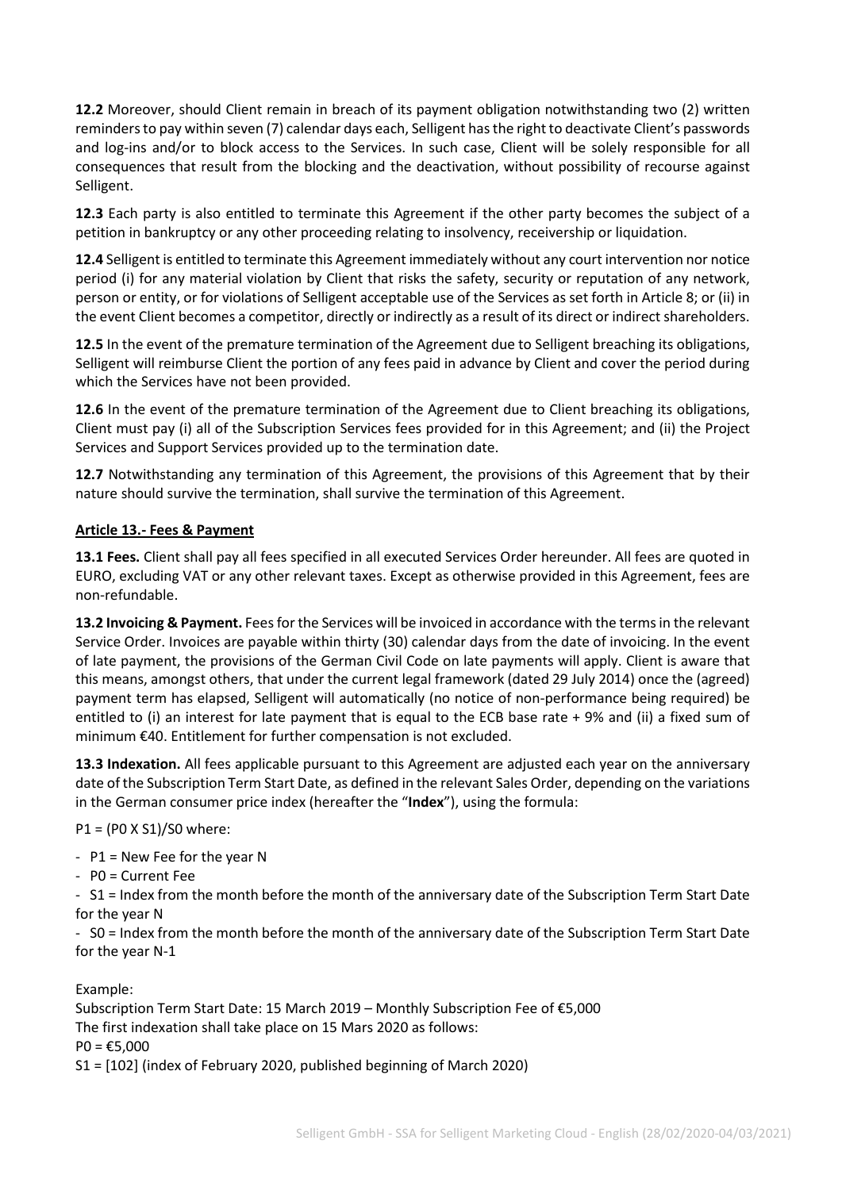**12.2** Moreover, should Client remain in breach of its payment obligation notwithstanding two (2) written reminders to pay within seven (7) calendar days each, Selligent has the right to deactivate Client's passwords and log-ins and/or to block access to the Services. In such case, Client will be solely responsible for all consequences that result from the blocking and the deactivation, without possibility of recourse against Selligent.

**12.3** Each party is also entitled to terminate this Agreement if the other party becomes the subject of a petition in bankruptcy or any other proceeding relating to insolvency, receivership or liquidation.

**12.4** Selligent is entitled to terminate this Agreement immediately without any court intervention nor notice period (i) for any material violation by Client that risks the safety, security or reputation of any network, person or entity, or for violations of Selligent acceptable use of the Services as set forth in Article 8; or (ii) in the event Client becomes a competitor, directly or indirectly as a result of its direct or indirect shareholders.

**12.5** In the event of the premature termination of the Agreement due to Selligent breaching its obligations, Selligent will reimburse Client the portion of any fees paid in advance by Client and cover the period during which the Services have not been provided.

**12.6** In the event of the premature termination of the Agreement due to Client breaching its obligations, Client must pay (i) all of the Subscription Services fees provided for in this Agreement; and (ii) the Project Services and Support Services provided up to the termination date.

**12.7** Notwithstanding any termination of this Agreement, the provisions of this Agreement that by their nature should survive the termination, shall survive the termination of this Agreement.

## Article 13.- Fees & Payment

**13.1 Fees.** Client shall pay all fees specified in all executed Services Order hereunder. All fees are quoted in EURO, excluding VAT or any other relevant taxes. Except as otherwise provided in this Agreement, fees are non-refundable.

**13.2 Invoicing & Payment.** Fees for the Services will be invoiced in accordance with the terms in the relevant Service Order. Invoices are payable within thirty (30) calendar days from the date of invoicing. In the event of late payment, the provisions of the German Civil Code on late payments will apply. Client is aware that this means, amongst others, that under the current legal framework (dated 29 July 2014) once the (agreed) payment term has elapsed, Selligent will automatically (no notice of non-performance being required) be entitled to (i) an interest for late payment that is equal to the ECB base rate + 9% and (ii) a fixed sum of minimum €40. Entitlement for further compensation is not excluded.

**13.3 Indexation.** All fees applicable pursuant to this Agreement are adjusted each year on the anniversary date of the Subscription Term Start Date, as defined in the relevant Sales Order, depending on the variations in the German consumer price index (hereafter the "**Index**"), using the formula:

$P1 = (P0 \times S1)/S0$ where:

- P1 = New Fee for the year N
- P0 = Current Fee
- S1 = Index from the month before the month of the anniversary date of the Subscription Term Start Date for the year N
- S0 = Index from the month before the month of the anniversary date of the Subscription Term Start Date for the year N-1

Example:
Subscription Term Start Date: 15 March 2019 – Monthly Subscription Fee of €5,000
The first indexation shall take place on 15 Mars 2020 as follows:
P0 = €5,000
S1 = [102] (index of February 2020, published beginning of March 2020)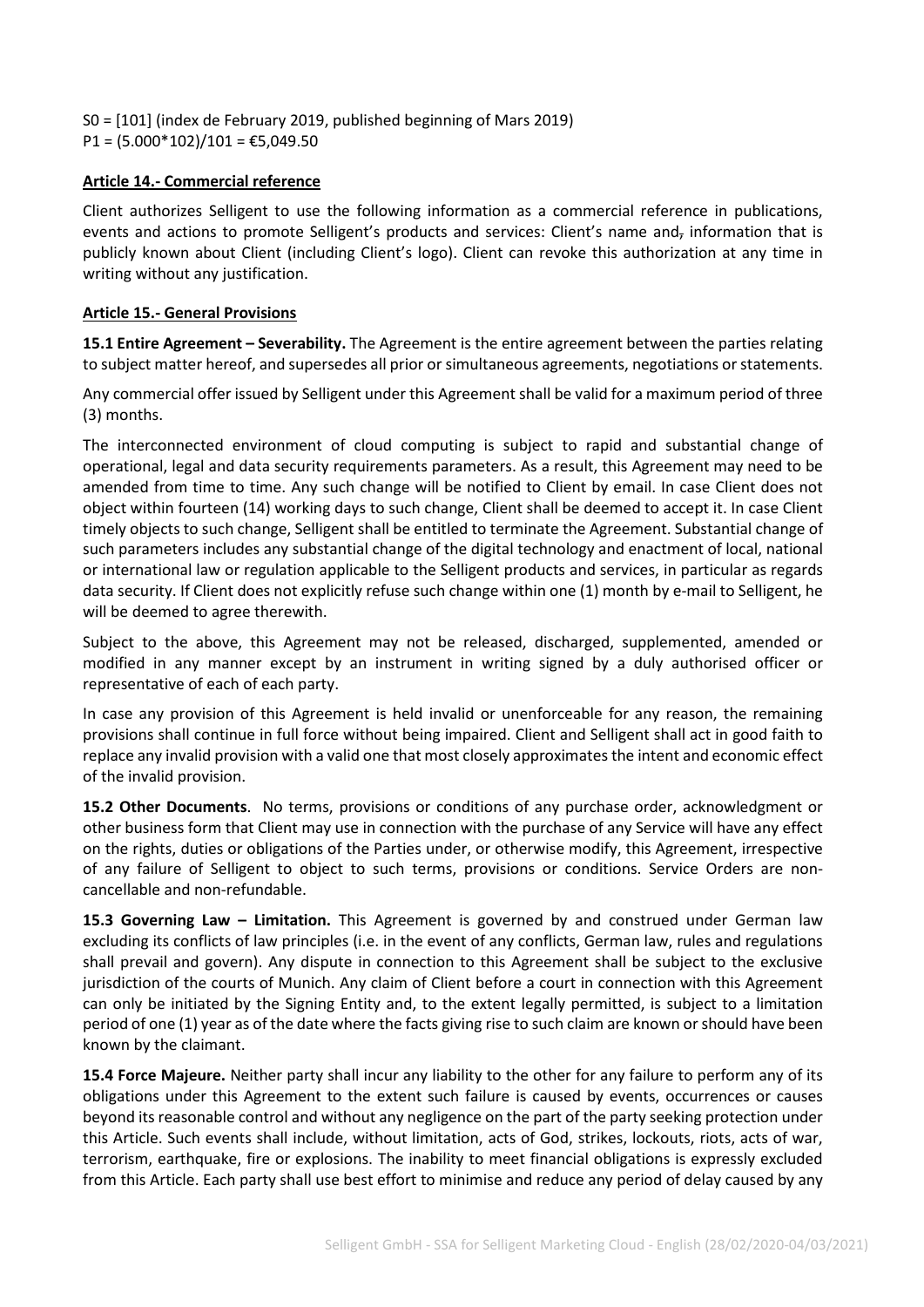S0 = [101] (index de February 2019, published beginning of Mars 2019)
P1 = (5.000*102)/101 = €5,049.50

**Article 14.- Commercial reference**

Client authorizes Selligent to use the following information as a commercial reference in publications, events and actions to promote Selligent's products and services: Client's name and~~,~~ information that is publicly known about Client (including Client's logo). Client can revoke this authorization at any time in writing without any justification.

**Article 15.- General Provisions**

**15.1 Entire Agreement – Severability.** The Agreement is the entire agreement between the parties relating to subject matter hereof, and supersedes all prior or simultaneous agreements, negotiations or statements.

Any commercial offer issued by Selligent under this Agreement shall be valid for a maximum period of three (3) months.

The interconnected environment of cloud computing is subject to rapid and substantial change of operational, legal and data security requirements parameters. As a result, this Agreement may need to be amended from time to time. Any such change will be notified to Client by email. In case Client does not object within fourteen (14) working days to such change, Client shall be deemed to accept it. In case Client timely objects to such change, Selligent shall be entitled to terminate the Agreement. Substantial change of such parameters includes any substantial change of the digital technology and enactment of local, national or international law or regulation applicable to the Selligent products and services, in particular as regards data security. If Client does not explicitly refuse such change within one (1) month by e-mail to Selligent, he will be deemed to agree therewith.

Subject to the above, this Agreement may not be released, discharged, supplemented, amended or modified in any manner except by an instrument in writing signed by a duly authorised officer or representative of each of each party.

In case any provision of this Agreement is held invalid or unenforceable for any reason, the remaining provisions shall continue in full force without being impaired. Client and Selligent shall act in good faith to replace any invalid provision with a valid one that most closely approximates the intent and economic effect of the invalid provision.

**15.2 Other Documents**. No terms, provisions or conditions of any purchase order, acknowledgment or other business form that Client may use in connection with the purchase of any Service will have any effect on the rights, duties or obligations of the Parties under, or otherwise modify, this Agreement, irrespective of any failure of Selligent to object to such terms, provisions or conditions. Service Orders are non-cancellable and non-refundable.

**15.3 Governing Law – Limitation.** This Agreement is governed by and construed under German law excluding its conflicts of law principles (i.e. in the event of any conflicts, German law, rules and regulations shall prevail and govern). Any dispute in connection to this Agreement shall be subject to the exclusive jurisdiction of the courts of Munich. Any claim of Client before a court in connection with this Agreement can only be initiated by the Signing Entity and, to the extent legally permitted, is subject to a limitation period of one (1) year as of the date where the facts giving rise to such claim are known or should have been known by the claimant.

**15.4 Force Majeure.** Neither party shall incur any liability to the other for any failure to perform any of its obligations under this Agreement to the extent such failure is caused by events, occurrences or causes beyond its reasonable control and without any negligence on the part of the party seeking protection under this Article. Such events shall include, without limitation, acts of God, strikes, lockouts, riots, acts of war, terrorism, earthquake, fire or explosions. The inability to meet financial obligations is expressly excluded from this Article. Each party shall use best effort to minimise and reduce any period of delay caused by any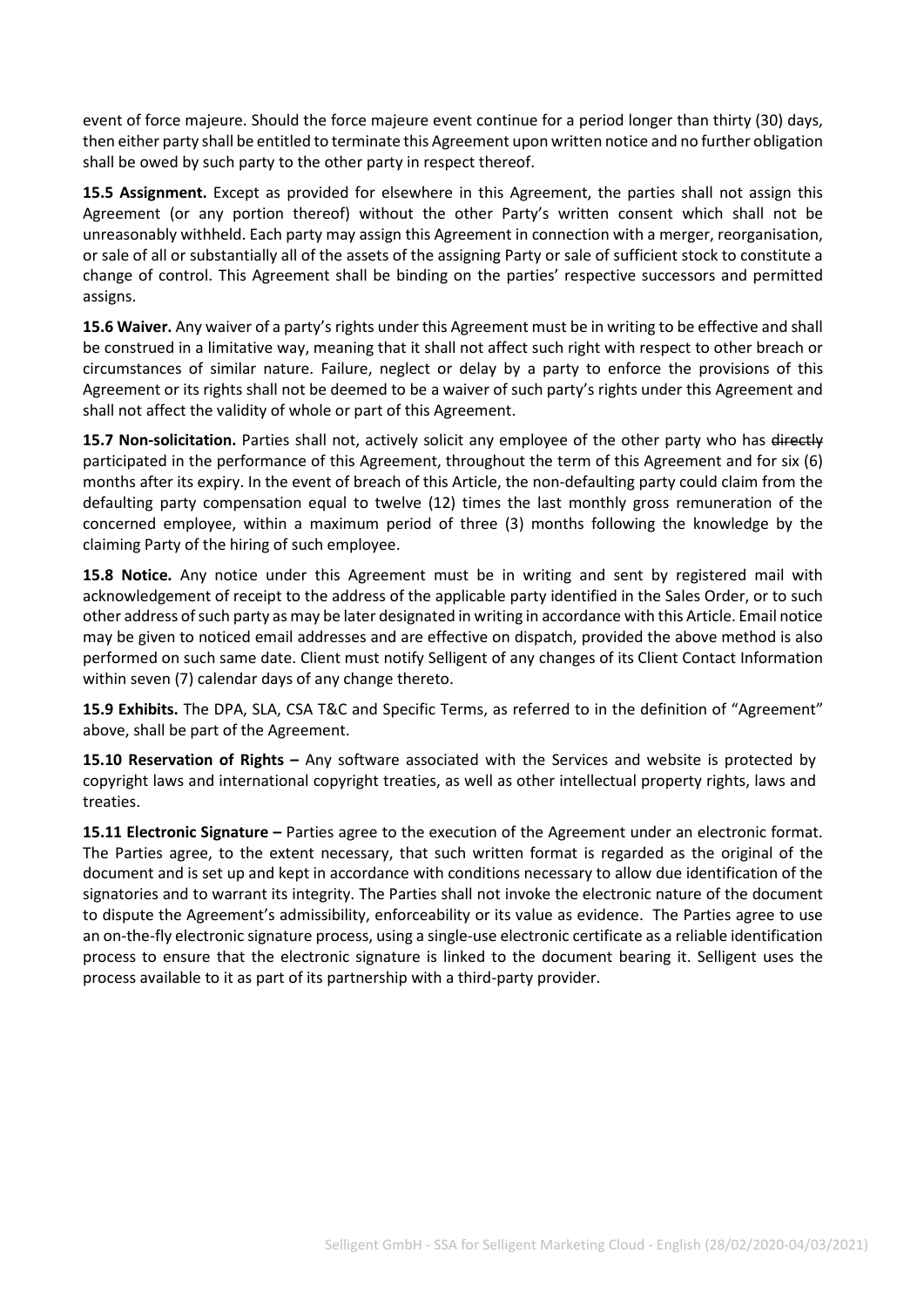event of force majeure. Should the force majeure event continue for a period longer than thirty (30) days, then either party shall be entitled to terminate this Agreement upon written notice and no further obligation shall be owed by such party to the other party in respect thereof.

**15.5 Assignment.** Except as provided for elsewhere in this Agreement, the parties shall not assign this Agreement (or any portion thereof) without the other Party's written consent which shall not be unreasonably withheld. Each party may assign this Agreement in connection with a merger, reorganisation, or sale of all or substantially all of the assets of the assigning Party or sale of sufficient stock to constitute a change of control. This Agreement shall be binding on the parties' respective successors and permitted assigns.

**15.6 Waiver.** Any waiver of a party's rights under this Agreement must be in writing to be effective and shall be construed in a limitative way, meaning that it shall not affect such right with respect to other breach or circumstances of similar nature. Failure, neglect or delay by a party to enforce the provisions of this Agreement or its rights shall not be deemed to be a waiver of such party's rights under this Agreement and shall not affect the validity of whole or part of this Agreement.

**15.7 Non-solicitation.** Parties shall not, actively solicit any employee of the other party who has ~~directly~~ participated in the performance of this Agreement, throughout the term of this Agreement and for six (6) months after its expiry. In the event of breach of this Article, the non-defaulting party could claim from the defaulting party compensation equal to twelve (12) times the last monthly gross remuneration of the concerned employee, within a maximum period of three (3) months following the knowledge by the claiming Party of the hiring of such employee.

**15.8 Notice.** Any notice under this Agreement must be in writing and sent by registered mail with acknowledgement of receipt to the address of the applicable party identified in the Sales Order, or to such other address of such party as may be later designated in writing in accordance with this Article. Email notice may be given to noticed email addresses and are effective on dispatch, provided the above method is also performed on such same date. Client must notify Selligent of any changes of its Client Contact Information within seven (7) calendar days of any change thereto.

**15.9 Exhibits.** The DPA, SLA, CSA T&C and Specific Terms, as referred to in the definition of "Agreement" above, shall be part of the Agreement.

**15.10 Reservation of Rights –** Any software associated with the Services and website is protected by copyright laws and international copyright treaties, as well as other intellectual property rights, laws and treaties.

**15.11 Electronic Signature –** Parties agree to the execution of the Agreement under an electronic format. The Parties agree, to the extent necessary, that such written format is regarded as the original of the document and is set up and kept in accordance with conditions necessary to allow due identification of the signatories and to warrant its integrity. The Parties shall not invoke the electronic nature of the document to dispute the Agreement's admissibility, enforceability or its value as evidence. The Parties agree to use an on-the-fly electronic signature process, using a single-use electronic certificate as a reliable identification process to ensure that the electronic signature is linked to the document bearing it. Selligent uses the process available to it as part of its partnership with a third-party provider.